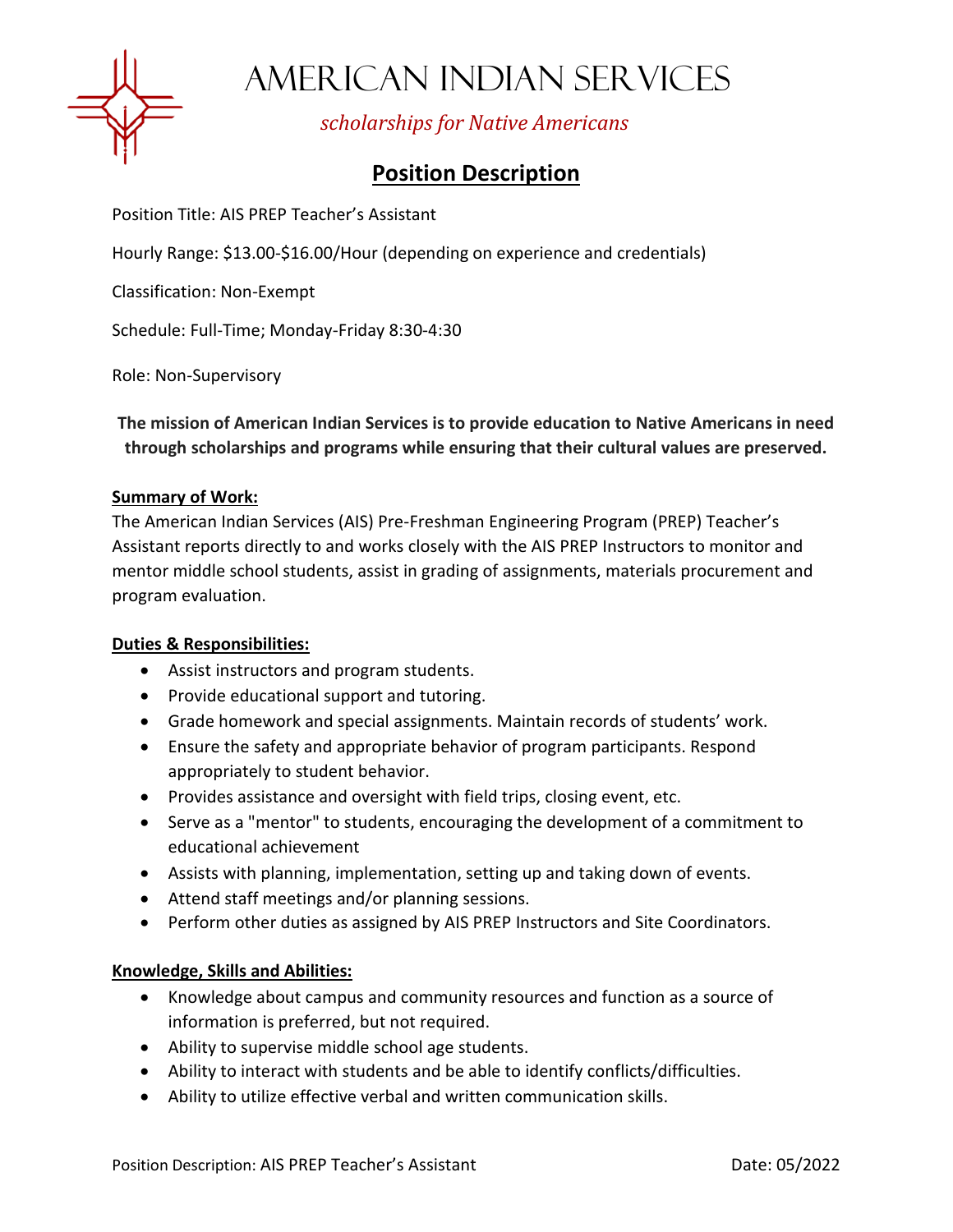# American Indian Services

*scholarships for Native Americans*

## Position Description

Position Title: AIS PREP Teacher's Assistant

Hourly Range: $13.00-$16.00/Hour (depending on experience and credentials)

Classification: Non-Exempt

Schedule: Full-Time; Monday-Friday 8:30-4:30

Role: Non-Supervisory

**The mission of American Indian Services is to provide education to Native Americans in need through scholarships and programs while ensuring that their cultural values are preserved.**

### Summary of Work:

The American Indian Services (AIS) Pre-Freshman Engineering Program (PREP) Teacher's Assistant reports directly to and works closely with the AIS PREP Instructors to monitor and mentor middle school students, assist in grading of assignments, materials procurement and program evaluation.

### Duties & Responsibilities:

- Assist instructors and program students.
- Provide educational support and tutoring.
- Grade homework and special assignments. Maintain records of students' work.
- Ensure the safety and appropriate behavior of program participants. Respond appropriately to student behavior.
- Provides assistance and oversight with field trips, closing event, etc.
- Serve as a "mentor" to students, encouraging the development of a commitment to educational achievement
- Assists with planning, implementation, setting up and taking down of events.
- Attend staff meetings and/or planning sessions.
- Perform other duties as assigned by AIS PREP Instructors and Site Coordinators.

### Knowledge, Skills and Abilities:

- Knowledge about campus and community resources and function as a source of information is preferred, but not required.
- Ability to supervise middle school age students.
- Ability to interact with students and be able to identify conflicts/difficulties.
- Ability to utilize effective verbal and written communication skills.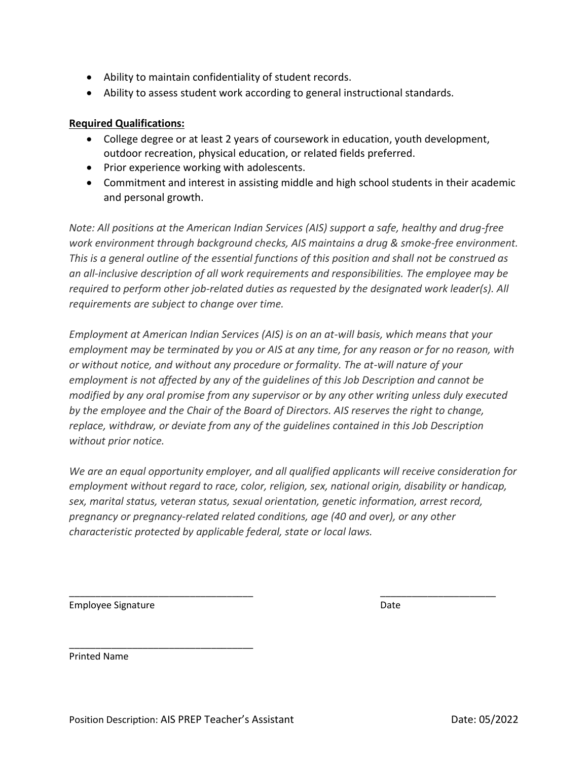- Ability to maintain confidentiality of student records.
- Ability to assess student work according to general instructional standards.

**Required Qualifications:**

- College degree or at least 2 years of coursework in education, youth development, outdoor recreation, physical education, or related fields preferred.
- Prior experience working with adolescents.
- Commitment and interest in assisting middle and high school students in their academic and personal growth.

*Note: All positions at the American Indian Services (AIS) support a safe, healthy and drug-free work environment through background checks, AIS maintains a drug & smoke-free environment. This is a general outline of the essential functions of this position and shall not be construed as an all-inclusive description of all work requirements and responsibilities. The employee may be required to perform other job-related duties as requested by the designated work leader(s). All requirements are subject to change over time.*

*Employment at American Indian Services (AIS) is on an at-will basis, which means that your employment may be terminated by you or AIS at any time, for any reason or for no reason, with or without notice, and without any procedure or formality. The at-will nature of your employment is not affected by any of the guidelines of this Job Description and cannot be modified by any oral promise from any supervisor or by any other writing unless duly executed by the employee and the Chair of the Board of Directors. AIS reserves the right to change, replace, withdraw, or deviate from any of the guidelines contained in this Job Description without prior notice.*

*We are an equal opportunity employer, and all qualified applicants will receive consideration for employment without regard to race, color, religion, sex, national origin, disability or handicap, sex, marital status, veteran status, sexual orientation, genetic information, arrest record, pregnancy or pregnancy-related related conditions, age (40 and over), or any other characteristic protected by applicable federal, state or local laws.*

\_\_\_\_\_\_\_\_\_\_\_\_\_\_\_\_\_\_\_\_\_\_\_\_\_\_\_\_\_\_\_\_\_\_ \_\_\_\_\_\_\_\_\_\_\_\_\_\_\_\_\_\_\_\_\_\_

Employee Signature Date

\_\_\_\_\_\_\_\_\_\_\_\_\_\_\_\_\_\_\_\_\_\_\_\_\_\_\_\_\_\_\_\_\_\_

Printed Name

Position Description: AIS PREP Teacher's Assistant Date: 05/2022